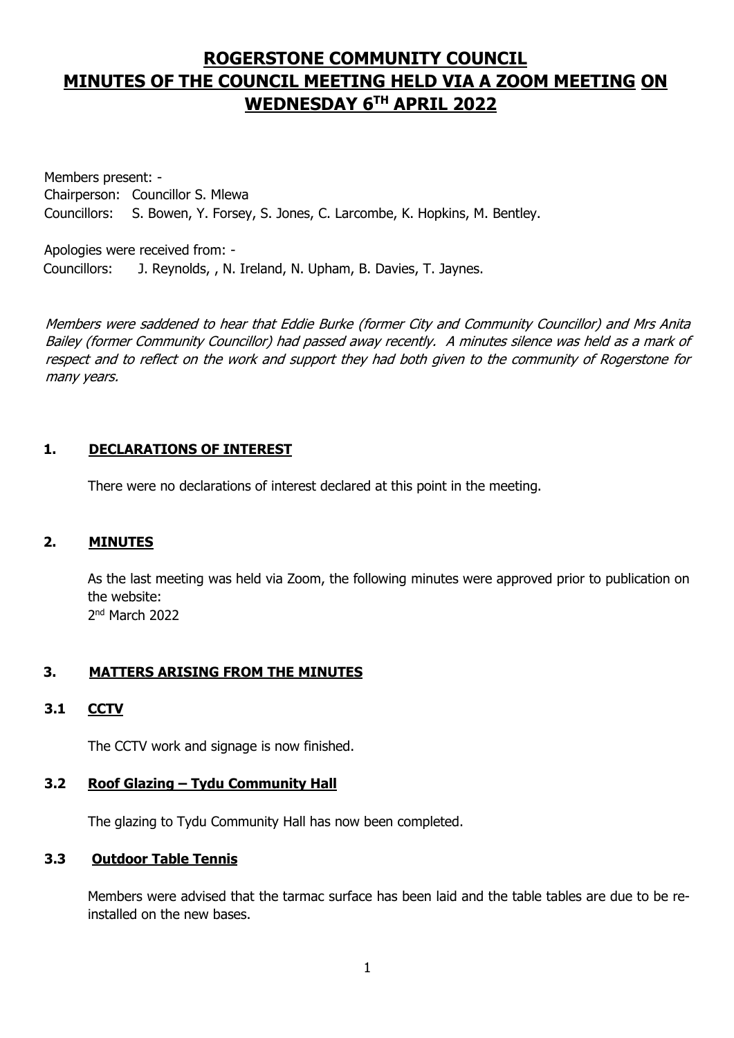# ROGERSTONE COMMUNITY COUNCIL
# MINUTES OF THE COUNCIL MEETING HELD VIA A ZOOM MEETING ON WEDNESDAY 6TH APRIL 2022

Members present: -
Chairperson: Councillor S. Mlewa
Councillors: S. Bowen, Y. Forsey, S. Jones, C. Larcombe, K. Hopkins, M. Bentley.

Apologies were received from: -
Councillors: J. Reynolds, , N. Ireland, N. Upham, B. Davies, T. Jaynes.

*Members were saddened to hear that Eddie Burke (former City and Community Councillor) and Mrs Anita Bailey (former Community Councillor) had passed away recently. A minutes silence was held as a mark of respect and to reflect on the work and support they had both given to the community of Rogerstone for many years.*

## 1. DECLARATIONS OF INTEREST

There were no declarations of interest declared at this point in the meeting.

## 2. MINUTES

As the last meeting was held via Zoom, the following minutes were approved prior to publication on the website:
2nd March 2022

## 3. MATTERS ARISING FROM THE MINUTES

### 3.1 CCTV

The CCTV work and signage is now finished.

### 3.2 Roof Glazing – Tydu Community Hall

The glazing to Tydu Community Hall has now been completed.

### 3.3 Outdoor Table Tennis

Members were advised that the tarmac surface has been laid and the table tables are due to be re-installed on the new bases.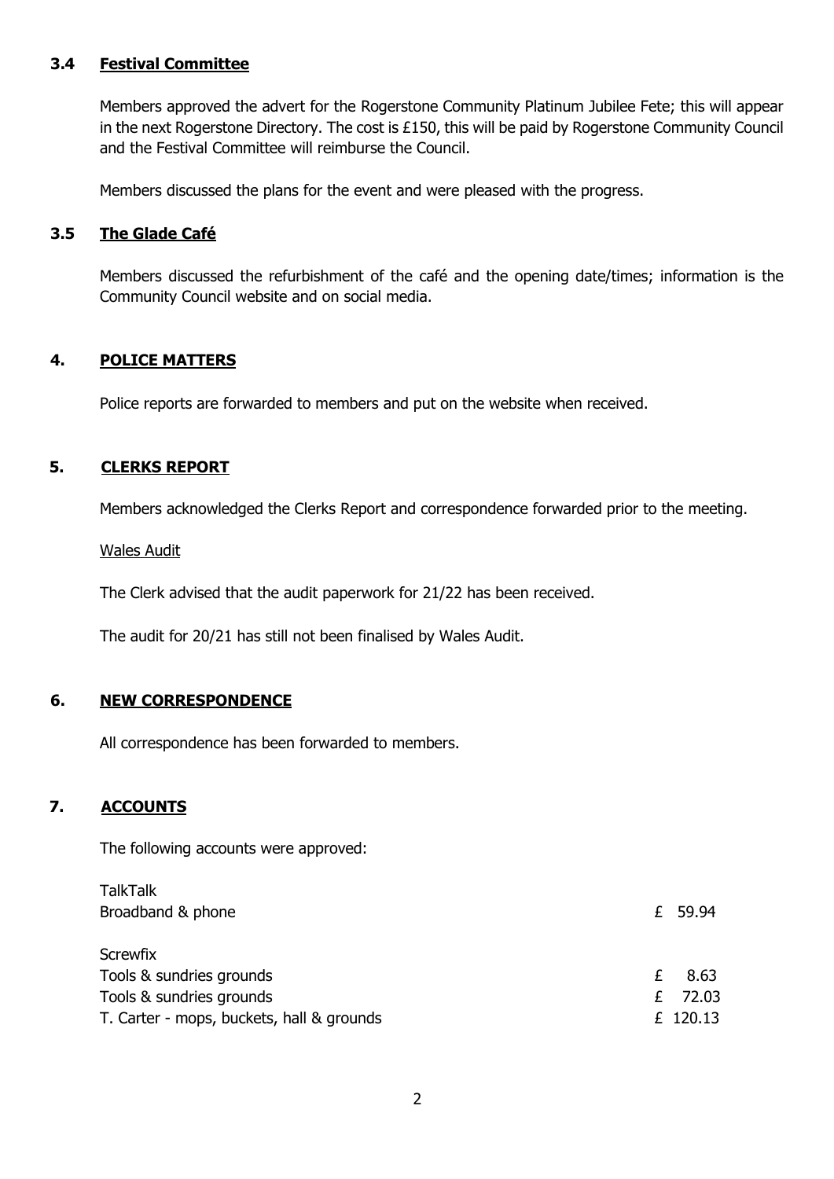### 3.4 Festival Committee

Members approved the advert for the Rogerstone Community Platinum Jubilee Fete; this will appear in the next Rogerstone Directory. The cost is £150, this will be paid by Rogerstone Community Council and the Festival Committee will reimburse the Council.

Members discussed the plans for the event and were pleased with the progress.

### 3.5 The Glade Café

Members discussed the refurbishment of the café and the opening date/times; information is the Community Council website and on social media.

## 4. POLICE MATTERS

Police reports are forwarded to members and put on the website when received.

## 5. CLERKS REPORT

Members acknowledged the Clerks Report and correspondence forwarded prior to the meeting.

Wales Audit

The Clerk advised that the audit paperwork for 21/22 has been received.

The audit for 20/21 has still not been finalised by Wales Audit.

## 6. NEW CORRESPONDENCE

All correspondence has been forwarded to members.

## 7. ACCOUNTS

The following accounts were approved:

| | |
|---|---|
| TalkTalk | |
| Broadband & phone | £ 59.94 |
| Screwfix | |
| Tools & sundries grounds | £ 8.63 |
| Tools & sundries grounds | £ 72.03 |
| T. Carter - mops, buckets, hall & grounds | £ 120.13 |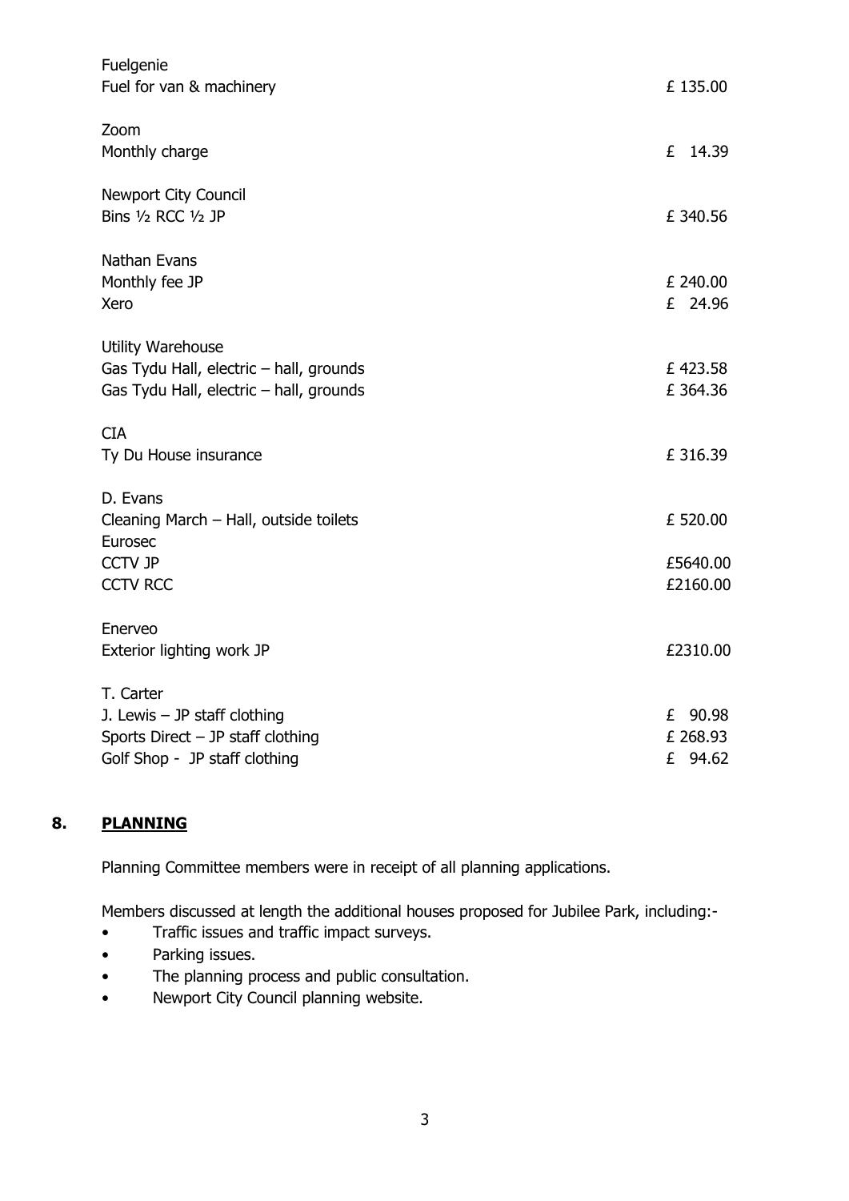| | |
|---|---|
| Fuelgenie | |
| Fuel for van & machinery | £ 135.00 |
| | |
| Zoom | |
| Monthly charge | £ 14.39 |
| | |
| Newport City Council | |
| Bins ½ RCC ½ JP | £ 340.56 |
| | |
| Nathan Evans | |
| Monthly fee JP | £ 240.00 |
| Xero | £ 24.96 |
| | |
| Utility Warehouse | |
| Gas Tydu Hall, electric – hall, grounds | £ 423.58 |
| Gas Tydu Hall, electric – hall, grounds | £ 364.36 |
| | |
| CIA | |
| Ty Du House insurance | £ 316.39 |
| | |
| D. Evans | |
| Cleaning March – Hall, outside toilets | £ 520.00 |
| Eurosec | |
| CCTV JP | £5640.00 |
| CCTV RCC | £2160.00 |
| | |
| Enerveo | |
| Exterior lighting work JP | £2310.00 |
| | |
| T. Carter | |
| J. Lewis – JP staff clothing | £ 90.98 |
| Sports Direct – JP staff clothing | £ 268.93 |
| Golf Shop - JP staff clothing | £ 94.62 |

## 8. PLANNING

Planning Committee members were in receipt of all planning applications.

Members discussed at length the additional houses proposed for Jubilee Park, including:-

- Traffic issues and traffic impact surveys.
- Parking issues.
- The planning process and public consultation.
- Newport City Council planning website.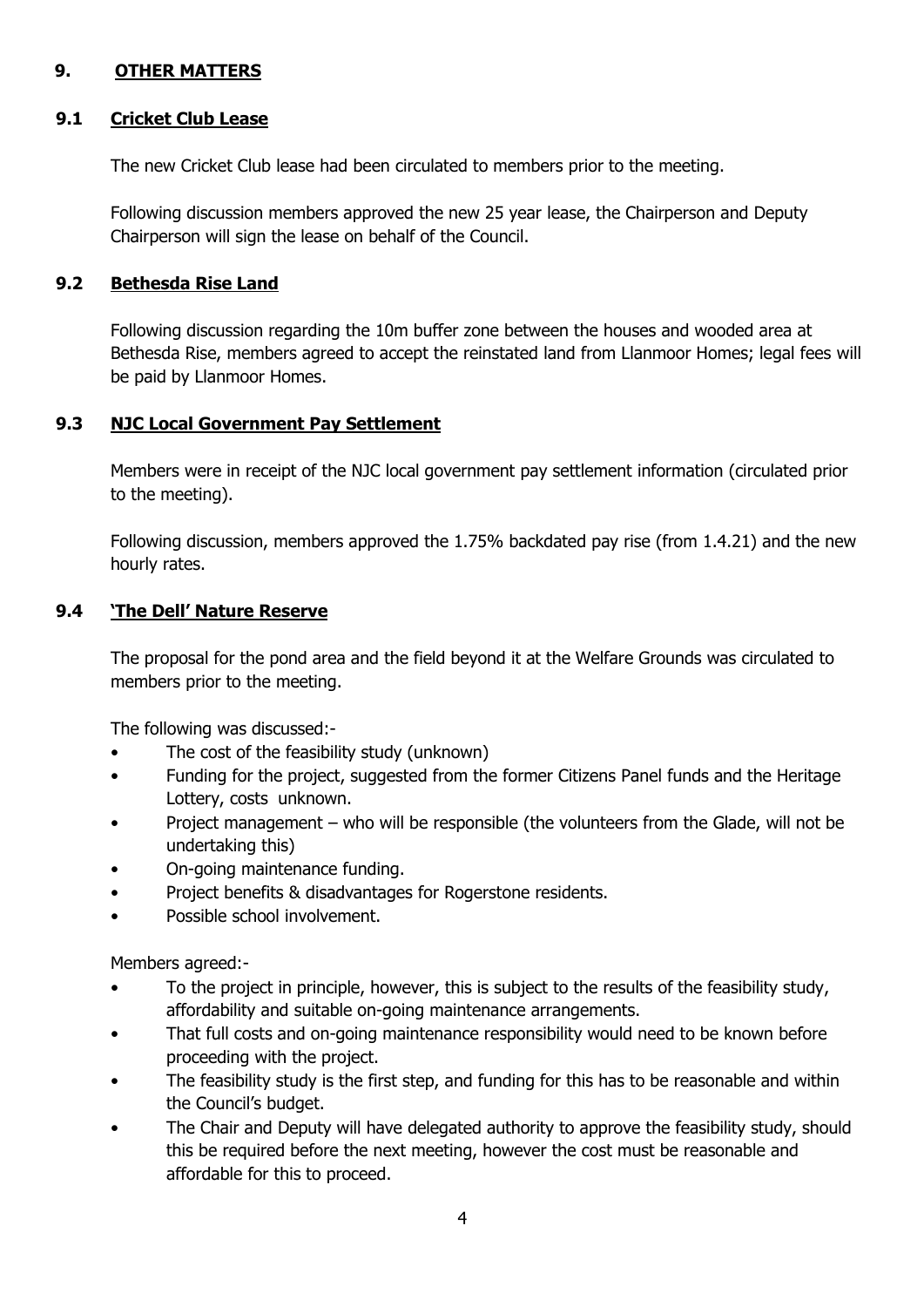## 9. OTHER MATTERS

### 9.1 Cricket Club Lease

The new Cricket Club lease had been circulated to members prior to the meeting.

Following discussion members approved the new 25 year lease, the Chairperson and Deputy Chairperson will sign the lease on behalf of the Council.

### 9.2 Bethesda Rise Land

Following discussion regarding the 10m buffer zone between the houses and wooded area at Bethesda Rise, members agreed to accept the reinstated land from Llanmoor Homes; legal fees will be paid by Llanmoor Homes.

### 9.3 NJC Local Government Pay Settlement

Members were in receipt of the NJC local government pay settlement information (circulated prior to the meeting).

Following discussion, members approved the 1.75% backdated pay rise (from 1.4.21) and the new hourly rates.

### 9.4 'The Dell' Nature Reserve

The proposal for the pond area and the field beyond it at the Welfare Grounds was circulated to members prior to the meeting.

The following was discussed:-

- The cost of the feasibility study (unknown)
- Funding for the project, suggested from the former Citizens Panel funds and the Heritage Lottery, costs unknown.
- Project management – who will be responsible (the volunteers from the Glade, will not be undertaking this)
- On-going maintenance funding.
- Project benefits & disadvantages for Rogerstone residents.
- Possible school involvement.

Members agreed:-

- To the project in principle, however, this is subject to the results of the feasibility study, affordability and suitable on-going maintenance arrangements.
- That full costs and on-going maintenance responsibility would need to be known before proceeding with the project.
- The feasibility study is the first step, and funding for this has to be reasonable and within the Council's budget.
- The Chair and Deputy will have delegated authority to approve the feasibility study, should this be required before the next meeting, however the cost must be reasonable and affordable for this to proceed.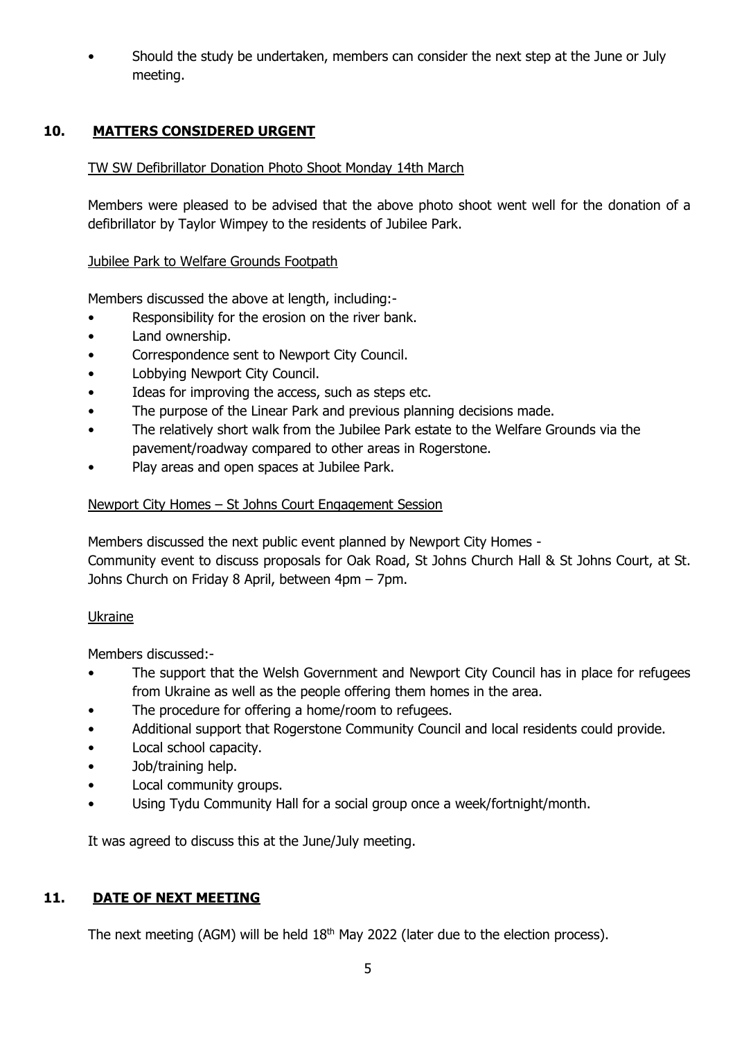- Should the study be undertaken, members can consider the next step at the June or July meeting.

## 10. MATTERS CONSIDERED URGENT

TW SW Defibrillator Donation Photo Shoot Monday 14th March

Members were pleased to be advised that the above photo shoot went well for the donation of a defibrillator by Taylor Wimpey to the residents of Jubilee Park.

Jubilee Park to Welfare Grounds Footpath

Members discussed the above at length, including:-

- Responsibility for the erosion on the river bank.
- Land ownership.
- Correspondence sent to Newport City Council.
- Lobbying Newport City Council.
- Ideas for improving the access, such as steps etc.
- The purpose of the Linear Park and previous planning decisions made.
- The relatively short walk from the Jubilee Park estate to the Welfare Grounds via the pavement/roadway compared to other areas in Rogerstone.
- Play areas and open spaces at Jubilee Park.

Newport City Homes – St Johns Court Engagement Session

Members discussed the next public event planned by Newport City Homes -
Community event to discuss proposals for Oak Road, St Johns Church Hall & St Johns Court, at St. Johns Church on Friday 8 April, between 4pm – 7pm.

Ukraine

Members discussed:-

- The support that the Welsh Government and Newport City Council has in place for refugees from Ukraine as well as the people offering them homes in the area.
- The procedure for offering a home/room to refugees.
- Additional support that Rogerstone Community Council and local residents could provide.
- Local school capacity.
- Job/training help.
- Local community groups.
- Using Tydu Community Hall for a social group once a week/fortnight/month.

It was agreed to discuss this at the June/July meeting.

## 11. DATE OF NEXT MEETING

The next meeting (AGM) will be held 18th May 2022 (later due to the election process).